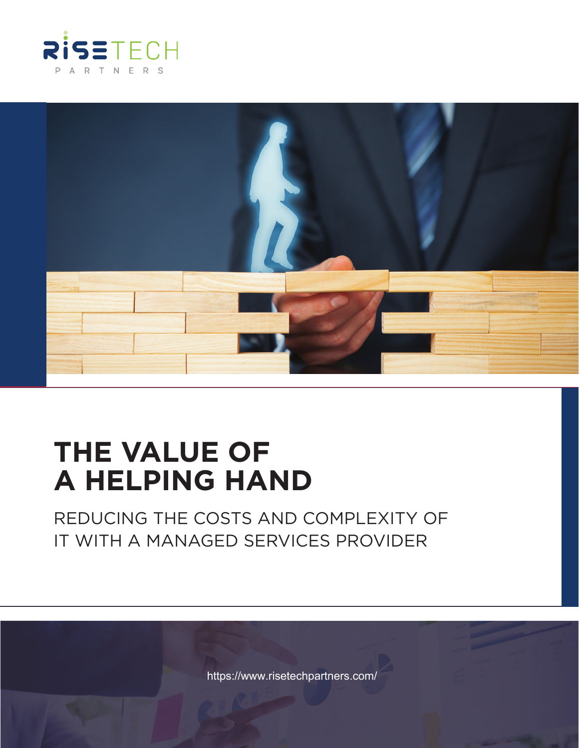RISETECH PARTNERS

# THE VALUE OF A HELPING HAND

## REDUCING THE COSTS AND COMPLEXITY OF IT WITH A MANAGED SERVICES PROVIDER

https://www.risetechpartners.com/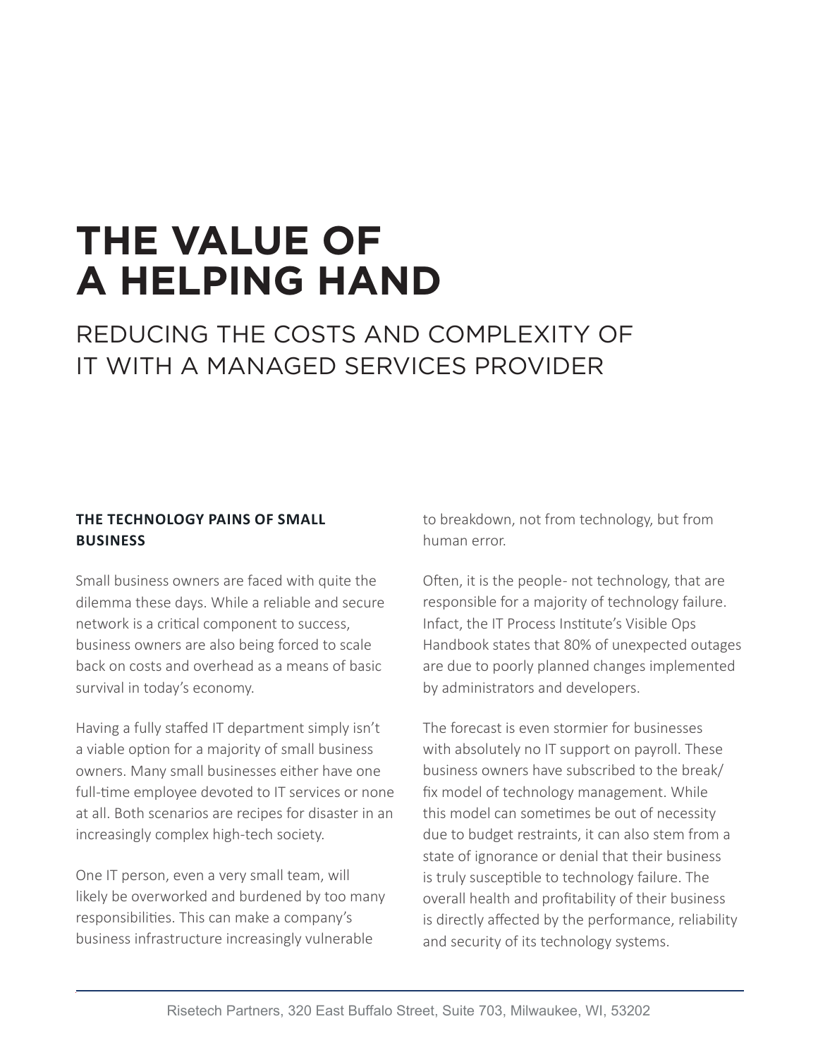# THE VALUE OF A HELPING HAND

## REDUCING THE COSTS AND COMPLEXITY OF IT WITH A MANAGED SERVICES PROVIDER

### THE TECHNOLOGY PAINS OF SMALL BUSINESS

Small business owners are faced with quite the dilemma these days. While a reliable and secure network is a critical component to success, business owners are also being forced to scale back on costs and overhead as a means of basic survival in today's economy.

Having a fully staffed IT department simply isn't a viable option for a majority of small business owners. Many small businesses either have one full-time employee devoted to IT services or none at all. Both scenarios are recipes for disaster in an increasingly complex high-tech society.

One IT person, even a very small team, will likely be overworked and burdened by too many responsibilities. This can make a company's business infrastructure increasingly vulnerable to breakdown, not from technology, but from human error.

Often, it is the people- not technology, that are responsible for a majority of technology failure. Infact, the IT Process Institute's Visible Ops Handbook states that 80% of unexpected outages are due to poorly planned changes implemented by administrators and developers.

The forecast is even stormier for businesses with absolutely no IT support on payroll. These business owners have subscribed to the break/fix model of technology management. While this model can sometimes be out of necessity due to budget restraints, it can also stem from a state of ignorance or denial that their business is truly susceptible to technology failure. The overall health and profitability of their business is directly affected by the performance, reliability and security of its technology systems.

Risetech Partners, 320 East Buffalo Street, Suite 703, Milwaukee, WI, 53202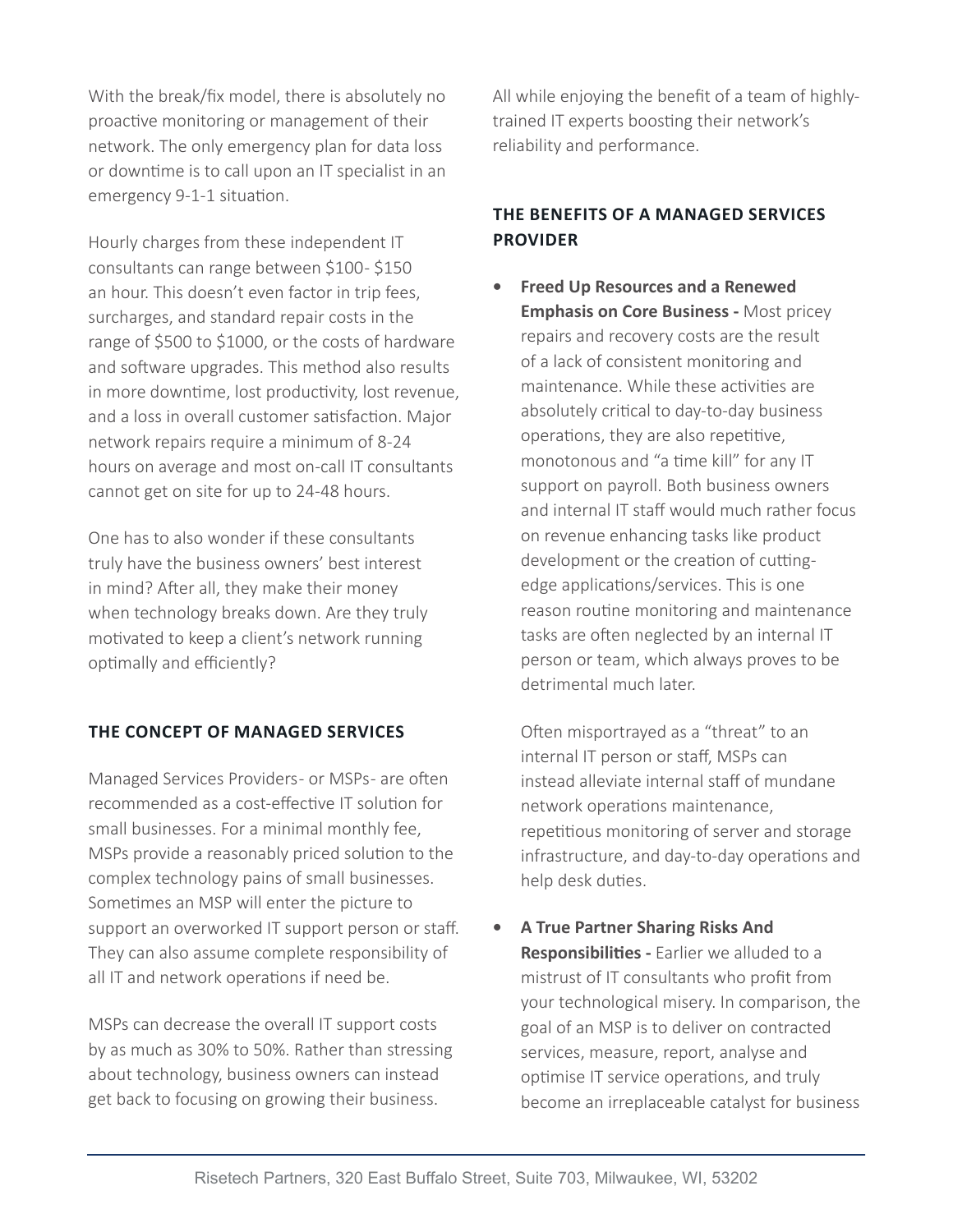With the break/fix model, there is absolutely no proactive monitoring or management of their network. The only emergency plan for data loss or downtime is to call upon an IT specialist in an emergency 9-1-1 situation.

Hourly charges from these independent IT consultants can range between $100- $150 an hour. This doesn't even factor in trip fees, surcharges, and standard repair costs in the range of $500 to $1000, or the costs of hardware and software upgrades. This method also results in more downtime, lost productivity, lost revenue, and a loss in overall customer satisfaction. Major network repairs require a minimum of 8-24 hours on average and most on-call IT consultants cannot get on site for up to 24-48 hours.

One has to also wonder if these consultants truly have the business owners' best interest in mind? After all, they make their money when technology breaks down. Are they truly motivated to keep a client's network running optimally and efficiently?

## THE CONCEPT OF MANAGED SERVICES

Managed Services Providers- or MSPs- are often recommended as a cost-effective IT solution for small businesses. For a minimal monthly fee, MSPs provide a reasonably priced solution to the complex technology pains of small businesses. Sometimes an MSP will enter the picture to support an overworked IT support person or staff. They can also assume complete responsibility of all IT and network operations if need be.

MSPs can decrease the overall IT support costs by as much as 30% to 50%. Rather than stressing about technology, business owners can instead get back to focusing on growing their business. All while enjoying the benefit of a team of highly-trained IT experts boosting their network's reliability and performance.

## THE BENEFITS OF A MANAGED SERVICES PROVIDER

- **Freed Up Resources and a Renewed Emphasis on Core Business -** Most pricey repairs and recovery costs are the result of a lack of consistent monitoring and maintenance. While these activities are absolutely critical to day-to-day business operations, they are also repetitive, monotonous and "a time kill" for any IT support on payroll. Both business owners and internal IT staff would much rather focus on revenue enhancing tasks like product development or the creation of cutting-edge applications/services. This is one reason routine monitoring and maintenance tasks are often neglected by an internal IT person or team, which always proves to be detrimental much later.

  Often misportrayed as a "threat" to an internal IT person or staff, MSPs can instead alleviate internal staff of mundane network operations maintenance, repetitious monitoring of server and storage infrastructure, and day-to-day operations and help desk duties.

- **A True Partner Sharing Risks And Responsibilities -** Earlier we alluded to a mistrust of IT consultants who profit from your technological misery. In comparison, the goal of an MSP is to deliver on contracted services, measure, report, analyse and optimise IT service operations, and truly become an irreplaceable catalyst for business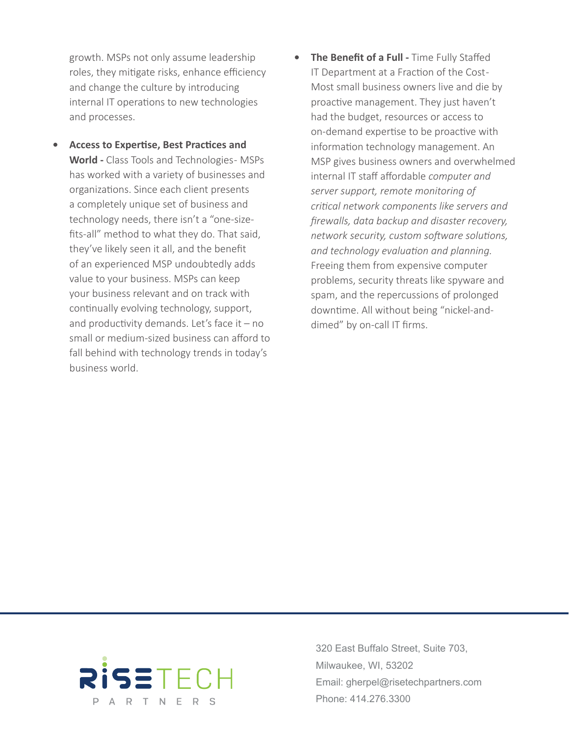growth. MSPs not only assume leadership roles, they mitigate risks, enhance efficiency and change the culture by introducing internal IT operations to new technologies and processes.

- **Access to Expertise, Best Practices and World -** Class Tools and Technologies- MSPs has worked with a variety of businesses and organizations. Since each client presents a completely unique set of business and technology needs, there isn't a "one-size-fits-all" method to what they do. That said, they've likely seen it all, and the benefit of an experienced MSP undoubtedly adds value to your business. MSPs can keep your business relevant and on track with continually evolving technology, support, and productivity demands. Let's face it – no small or medium-sized business can afford to fall behind with technology trends in today's business world.

- **The Benefit of a Full -** Time Fully Staffed IT Department at a Fraction of the Cost- Most small business owners live and die by proactive management. They just haven't had the budget, resources or access to on-demand expertise to be proactive with information technology management. An MSP gives business owners and overwhelmed internal IT staff affordable *computer and server support, remote monitoring of critical network components like servers and firewalls, data backup and disaster recovery, network security, custom software solutions, and technology evaluation and planning.* Freeing them from expensive computer problems, security threats like spyware and spam, and the repercussions of prolonged downtime. All without being "nickel-and-dimed" by on-call IT firms.

RISETECH PARTNERS

320 East Buffalo Street, Suite 703,
Milwaukee, WI, 53202
Email: gherpel@risetechpartners.com
Phone: 414.276.3300